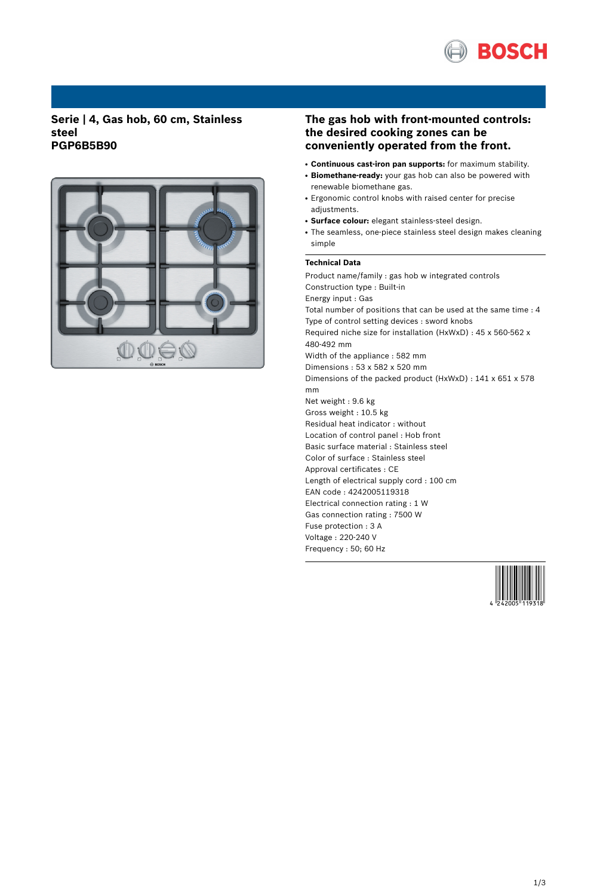# Serie | 4, Gas hob, 60 cm, Stainless steel
# PGP6B5B90

## The gas hob with front-mounted controls: the desired cooking zones can be conveniently operated from the front.

- **Continuous cast-iron pan supports:** for maximum stability.
- **Biomethane-ready:** your gas hob can also be powered with renewable biomethane gas.
- Ergonomic control knobs with raised center for precise adjustments.
- **Surface colour:** elegant stainless-steel design.
- The seamless, one-piece stainless steel design makes cleaning simple

### Technical Data

Product name/family : gas hob w integrated controls
Construction type : Built-in
Energy input : Gas
Total number of positions that can be used at the same time : 4
Type of control setting devices : sword knobs
Required niche size for installation (HxWxD) : 45 x 560-562 x 480-492 mm
Width of the appliance : 582 mm
Dimensions : 53 x 582 x 520 mm
Dimensions of the packed product (HxWxD) : 141 x 651 x 578 mm
Net weight : 9.6 kg
Gross weight : 10.5 kg
Residual heat indicator : without
Location of control panel : Hob front
Basic surface material : Stainless steel
Color of surface : Stainless steel
Approval certificates : CE
Length of electrical supply cord : 100 cm
EAN code : 4242005119318
Electrical connection rating : 1 W
Gas connection rating : 7500 W
Fuse protection : 3 A
Voltage : 220-240 V
Frequency : 50; 60 Hz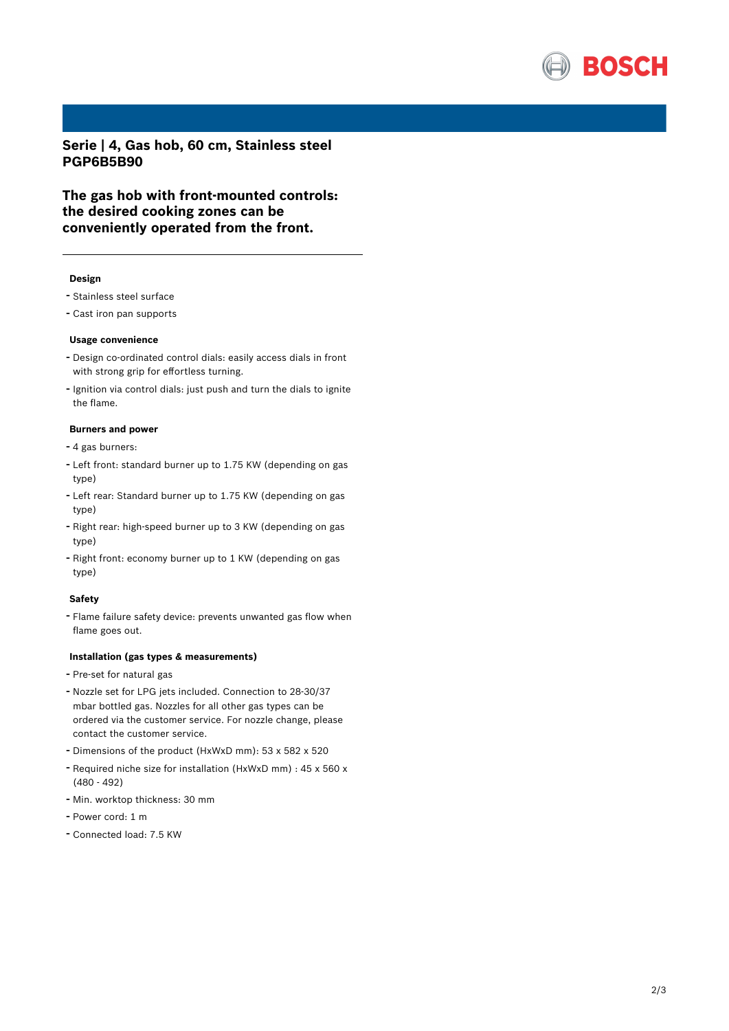# Serie | 4, Gas hob, 60 cm, Stainless steel
# PGP6B5B90

## The gas hob with front-mounted controls: the desired cooking zones can be conveniently operated from the front.

---

### Design

- Stainless steel surface
- Cast iron pan supports

### Usage convenience

- Design co-ordinated control dials: easily access dials in front with strong grip for effortless turning.
- Ignition via control dials: just push and turn the dials to ignite the flame.

### Burners and power

- 4 gas burners:
- Left front: standard burner up to 1.75 KW (depending on gas type)
- Left rear: Standard burner up to 1.75 KW (depending on gas type)
- Right rear: high-speed burner up to 3 KW (depending on gas type)
- Right front: economy burner up to 1 KW (depending on gas type)

### Safety

- Flame failure safety device: prevents unwanted gas flow when flame goes out.

### Installation (gas types & measurements)

- Pre-set for natural gas
- Nozzle set for LPG jets included. Connection to 28-30/37 mbar bottled gas. Nozzles for all other gas types can be ordered via the customer service. For nozzle change, please contact the customer service.
- Dimensions of the product (HxWxD mm): 53 x 582 x 520
- Required niche size for installation (HxWxD mm) : 45 x 560 x (480 - 492)
- Min. worktop thickness: 30 mm
- Power cord: 1 m
- Connected load: 7.5 KW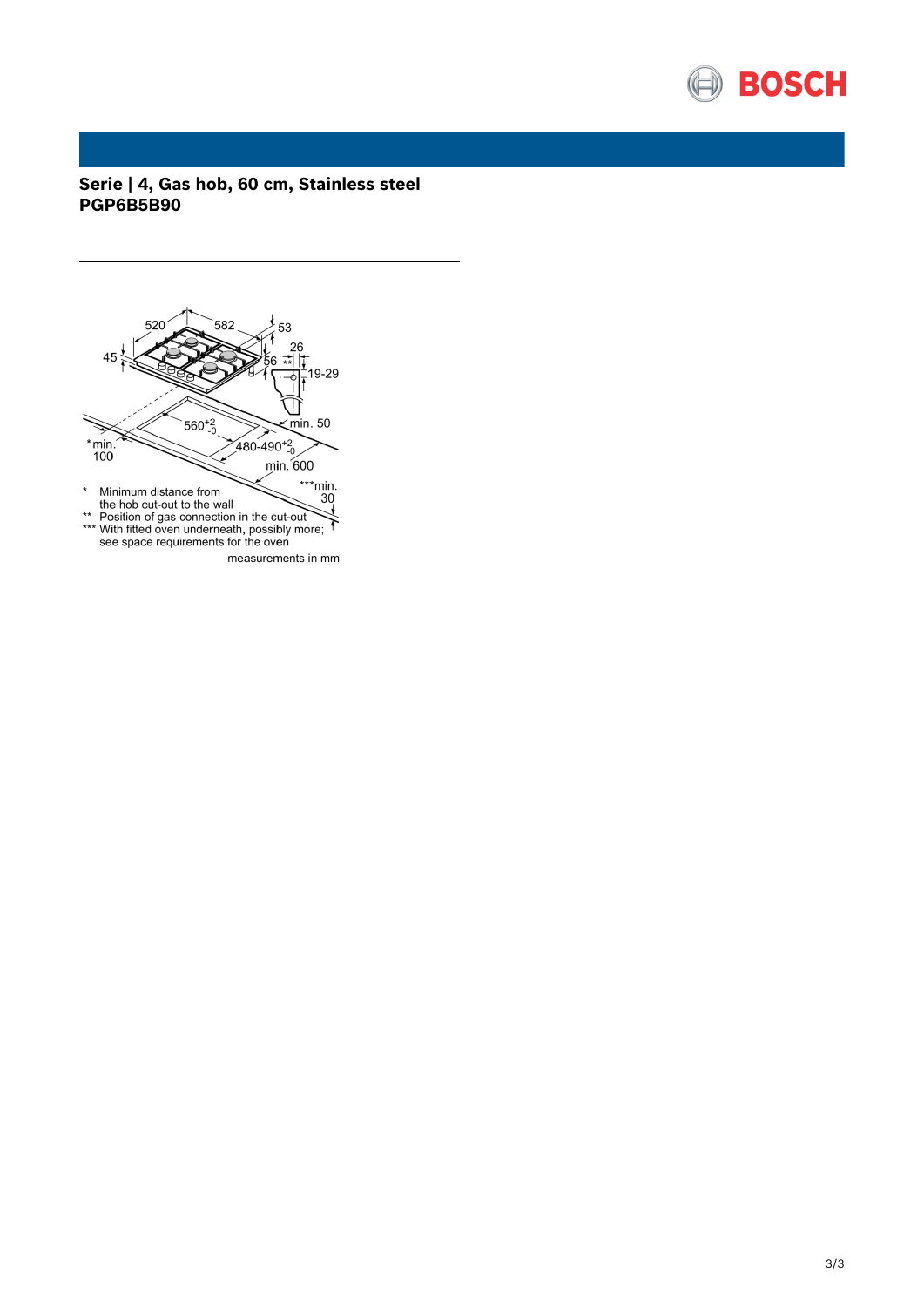**Serie | 4, Gas hob, 60 cm, Stainless steel**
**PGP6B5B90**

520

582

53

45

26

56

19-29

$560^{+2}_{-0}$

min. 50

*min. 100

$480\text{-}490^{+2}_{-0}$

min. 600

***min. 30

\* Minimum distance from the hob cut-out to the wall

\** Position of gas connection in the cut-out

\*** With fitted oven underneath, possibly more; see space requirements for the oven

measurements in mm